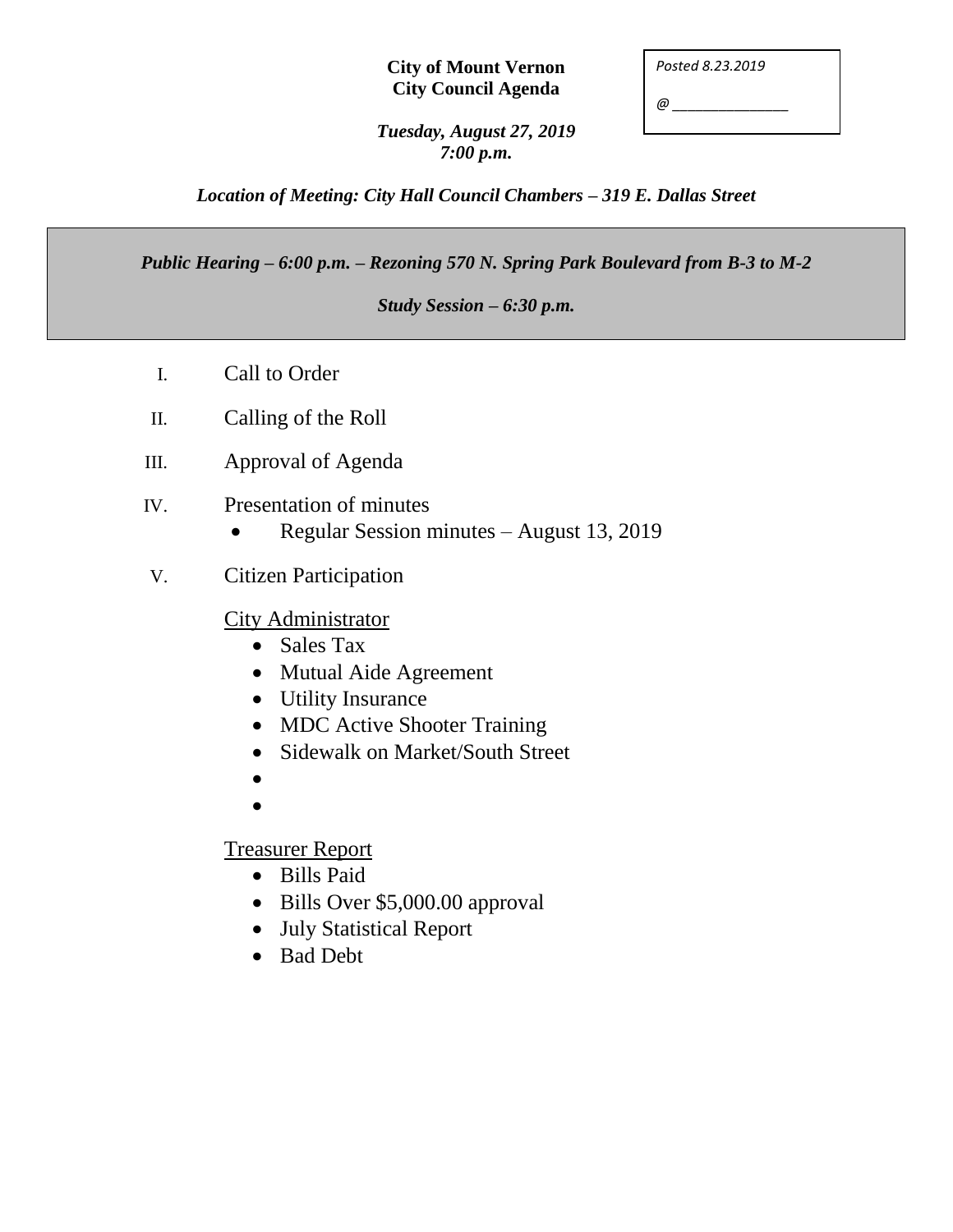**City of Mount Vernon**
**City Council Agenda**

*Posted 8.23.2019*

*@ ______________*

***Tuesday, August 27, 2019***
***7:00 p.m.***

***Location of Meeting: City Hall Council Chambers – 319 E. Dallas Street***

***Public Hearing – 6:00 p.m. – Rezoning 570 N. Spring Park Boulevard from B-3 to M-2***

***Study Session – 6:30 p.m.***

I. Call to Order

II. Calling of the Roll

III. Approval of Agenda

IV. Presentation of minutes
- Regular Session minutes – August 13, 2019

V. Citizen Participation

City Administrator
- Sales Tax
- Mutual Aide Agreement
- Utility Insurance
- MDC Active Shooter Training
- Sidewalk on Market/South Street
-
-

Treasurer Report
- Bills Paid
- Bills Over $5,000.00 approval
- July Statistical Report
- Bad Debt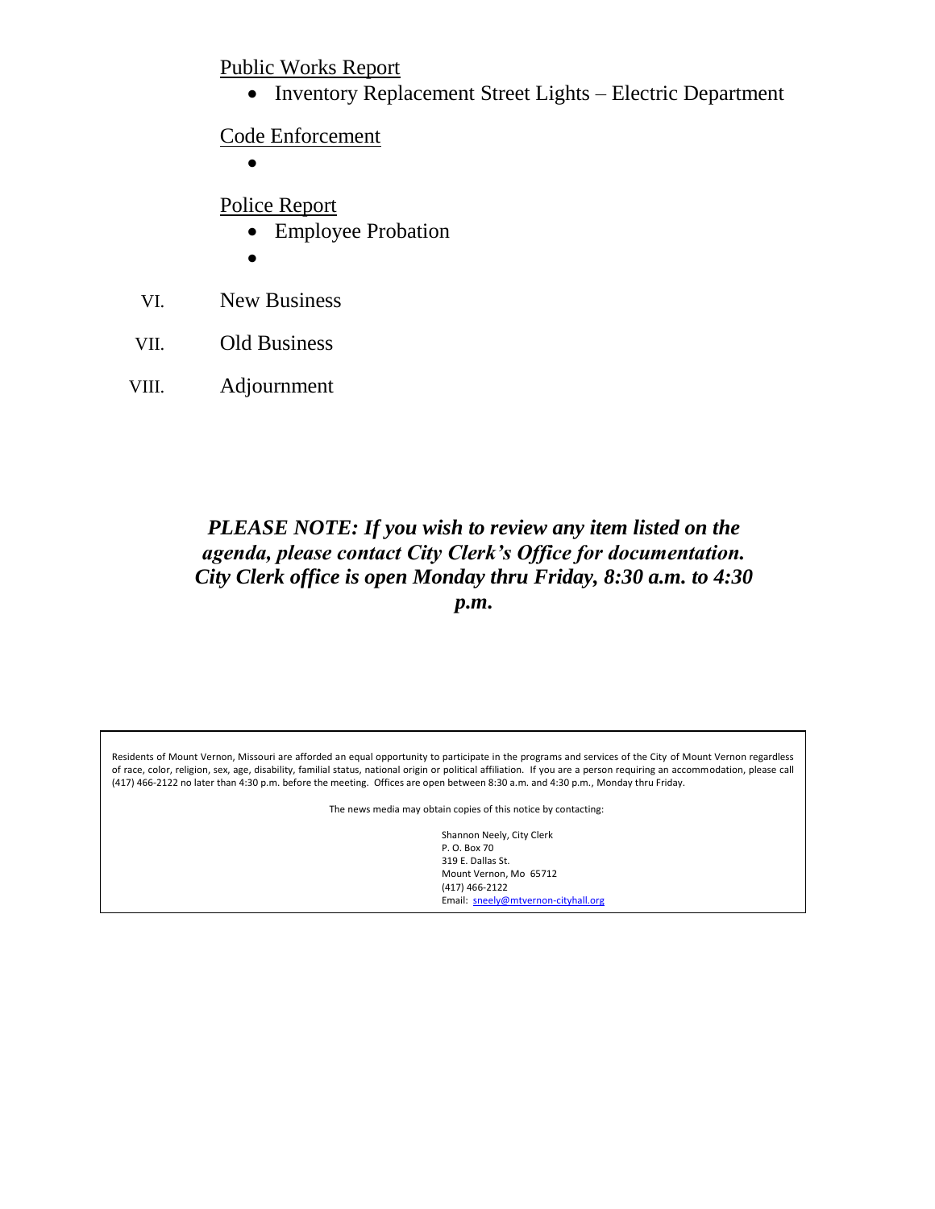Public Works Report

- Inventory Replacement Street Lights – Electric Department

Code Enforcement

- 

Police Report

- Employee Probation
- 

VI. New Business

VII. Old Business

VIII. Adjournment

***PLEASE NOTE: If you wish to review any item listed on the agenda, please contact City Clerk's Office for documentation. City Clerk office is open Monday thru Friday, 8:30 a.m. to 4:30 p.m.***

Residents of Mount Vernon, Missouri are afforded an equal opportunity to participate in the programs and services of the City of Mount Vernon regardless of race, color, religion, sex, age, disability, familial status, national origin or political affiliation. If you are a person requiring an accommodation, please call (417) 466-2122 no later than 4:30 p.m. before the meeting. Offices are open between 8:30 a.m. and 4:30 p.m., Monday thru Friday.

The news media may obtain copies of this notice by contacting:

Shannon Neely, City Clerk
P. O. Box 70
319 E. Dallas St.
Mount Vernon, Mo 65712
(417) 466-2122
Email: sneely@mtvernon-cityhall.org